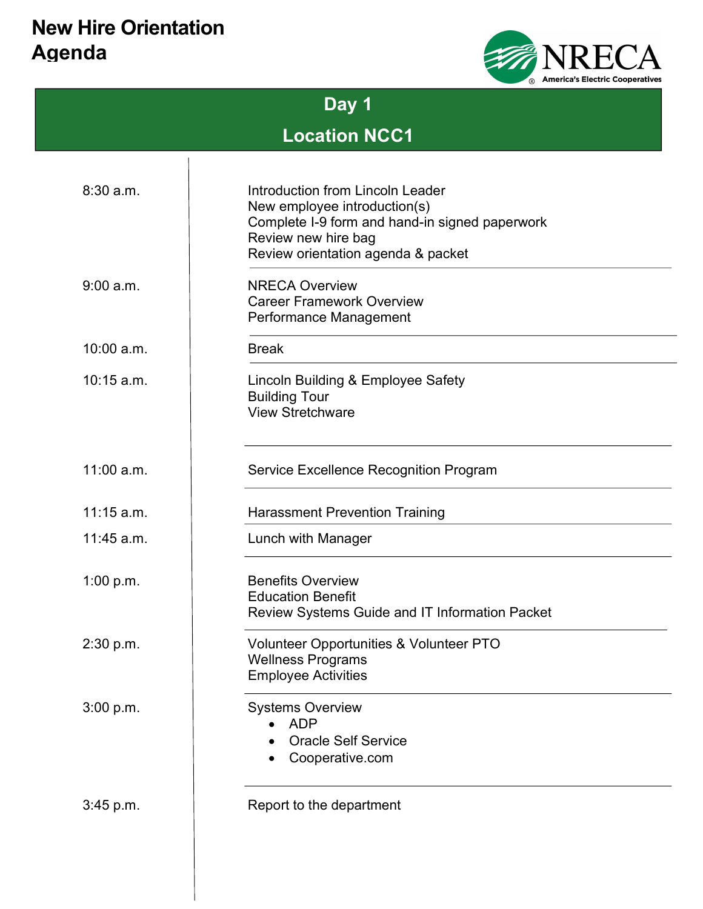# New Hire Orientation Agenda

NRECA
America's Electric Cooperatives

## Day 1
## Location NCC1

| Time | Agenda |
| --- | --- |
| 8:30 a.m. | Introduction from Lincoln Leader<br>New employee introduction(s)<br>Complete I-9 form and hand-in signed paperwork<br>Review new hire bag<br>Review orientation agenda & packet |
| 9:00 a.m. | NRECA Overview<br>Career Framework Overview<br>Performance Management |
| 10:00 a.m. | Break |
| 10:15 a.m. | Lincoln Building & Employee Safety<br>Building Tour<br>View Stretchware |
| 11:00 a.m. | Service Excellence Recognition Program |
| 11:15 a.m. | Harassment Prevention Training |
| 11:45 a.m. | Lunch with Manager |
| 1:00 p.m. | Benefits Overview<br>Education Benefit<br>Review Systems Guide and IT Information Packet |
| 2:30 p.m. | Volunteer Opportunities & Volunteer PTO<br>Wellness Programs<br>Employee Activities |
| 3:00 p.m. | Systems Overview<br>• ADP<br>• Oracle Self Service<br>• Cooperative.com |
| 3:45 p.m. | Report to the department |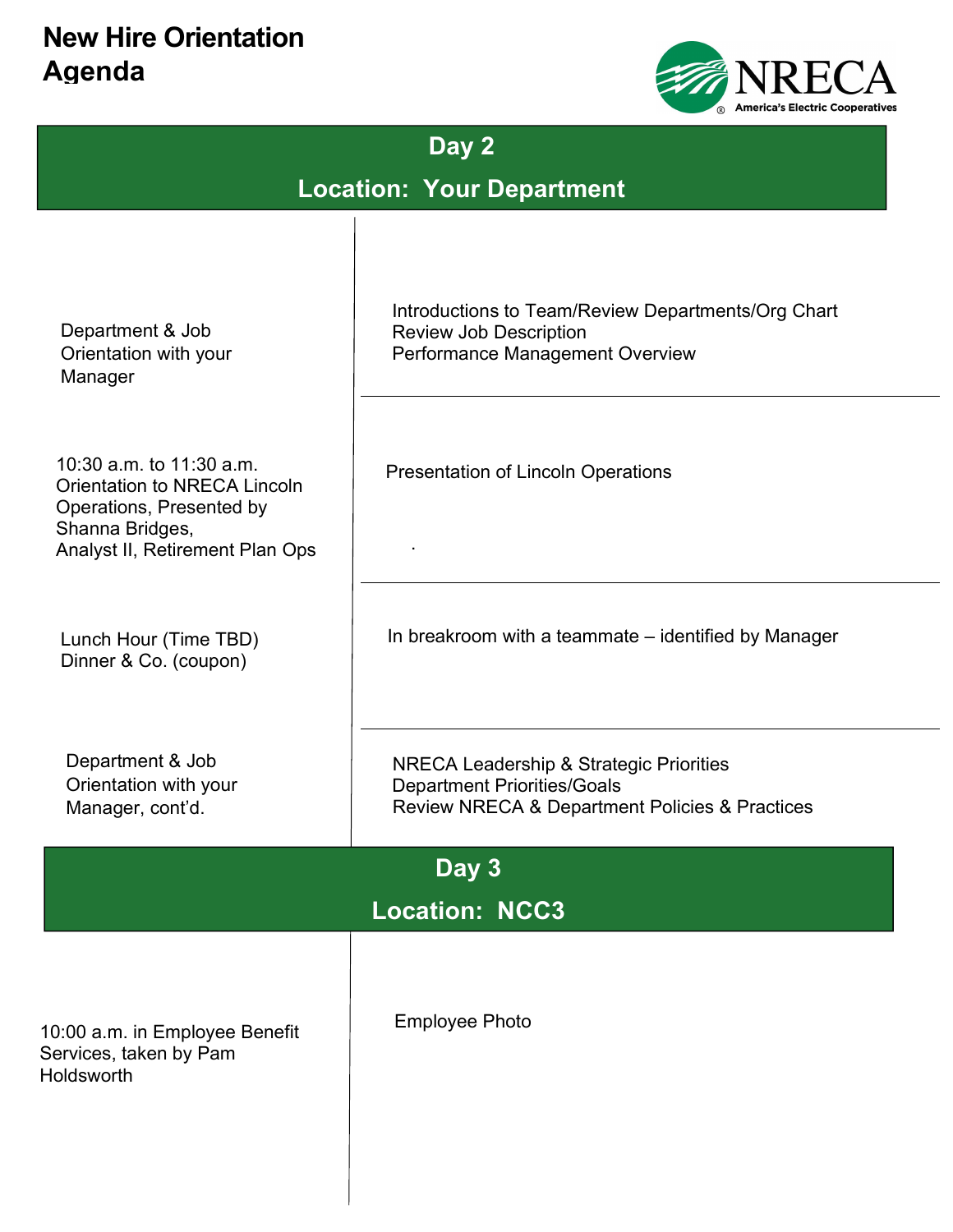# New Hire Orientation Agenda

## Day 2

## Location: Your Department

| | |
|---|---|
| Department & Job Orientation with your Manager | Introductions to Team/Review Departments/Org Chart<br>Review Job Description<br>Performance Management Overview |
| 10:30 a.m. to 11:30 a.m. Orientation to NRECA Lincoln Operations, Presented by Shanna Bridges, Analyst II, Retirement Plan Ops | Presentation of Lincoln Operations<br>. |
| Lunch Hour (Time TBD)<br>Dinner & Co. (coupon) | In breakroom with a teammate – identified by Manager |
| Department & Job Orientation with your Manager, cont'd. | NRECA Leadership & Strategic Priorities<br>Department Priorities/Goals<br>Review NRECA & Department Policies & Practices |

## Day 3

## Location: NCC3

| | |
|---|---|
| 10:00 a.m. in Employee Benefit Services, taken by Pam Holdsworth | Employee Photo |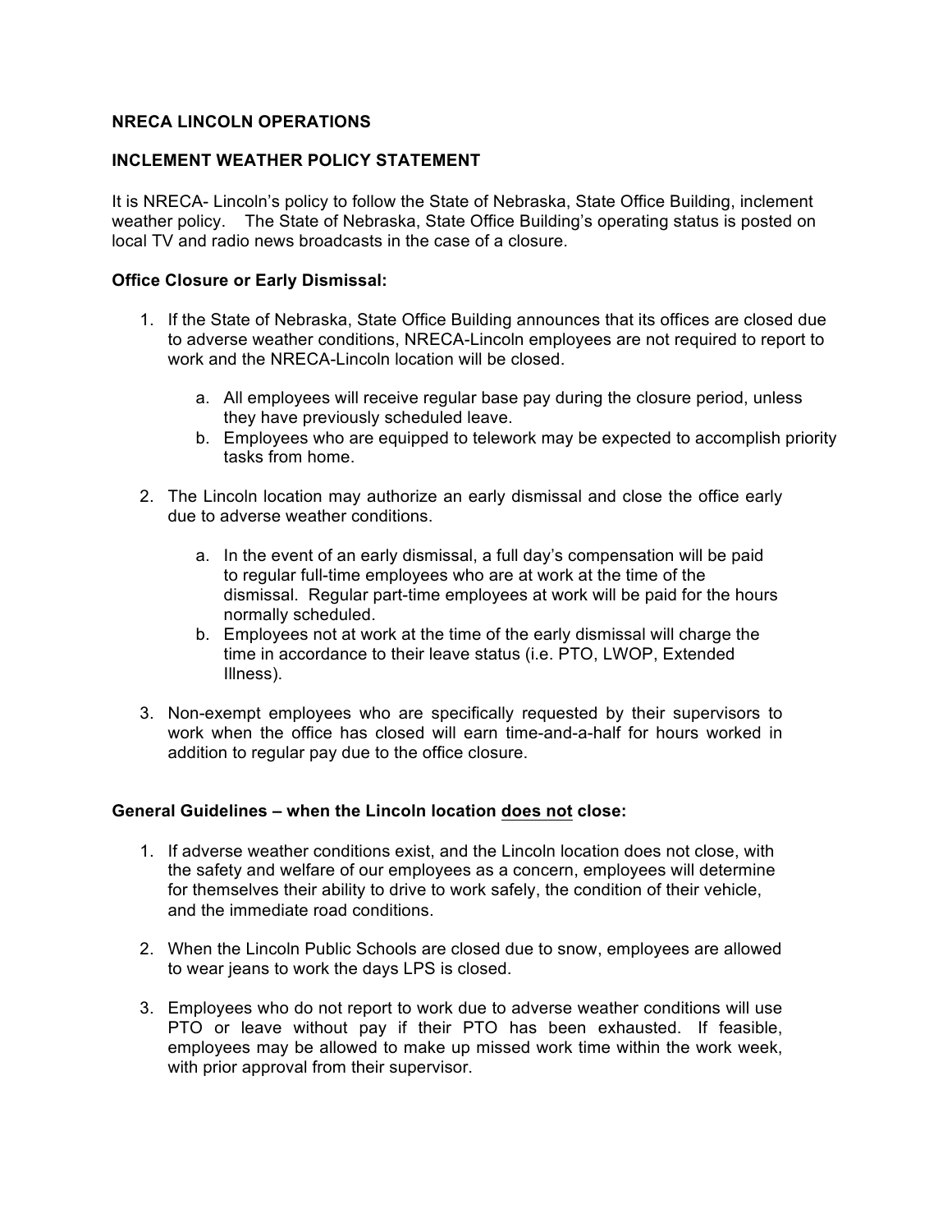**NRECA LINCOLN OPERATIONS**

**INCLEMENT WEATHER POLICY STATEMENT**

It is NRECA- Lincoln's policy to follow the State of Nebraska, State Office Building, inclement weather policy. The State of Nebraska, State Office Building's operating status is posted on local TV and radio news broadcasts in the case of a closure.

**Office Closure or Early Dismissal:**

1. If the State of Nebraska, State Office Building announces that its offices are closed due to adverse weather conditions, NRECA-Lincoln employees are not required to report to work and the NRECA-Lincoln location will be closed.

    a. All employees will receive regular base pay during the closure period, unless they have previously scheduled leave.
    b. Employees who are equipped to telework may be expected to accomplish priority tasks from home.

2. The Lincoln location may authorize an early dismissal and close the office early due to adverse weather conditions.

    a. In the event of an early dismissal, a full day's compensation will be paid to regular full-time employees who are at work at the time of the dismissal. Regular part-time employees at work will be paid for the hours normally scheduled.
    b. Employees not at work at the time of the early dismissal will charge the time in accordance to their leave status (i.e. PTO, LWOP, Extended Illness).

3. Non-exempt employees who are specifically requested by their supervisors to work when the office has closed will earn time-and-a-half for hours worked in addition to regular pay due to the office closure.

**General Guidelines – when the Lincoln location <u>does not</u> close:**

1. If adverse weather conditions exist, and the Lincoln location does not close, with the safety and welfare of our employees as a concern, employees will determine for themselves their ability to drive to work safely, the condition of their vehicle, and the immediate road conditions.

2. When the Lincoln Public Schools are closed due to snow, employees are allowed to wear jeans to work the days LPS is closed.

3. Employees who do not report to work due to adverse weather conditions will use PTO or leave without pay if their PTO has been exhausted. If feasible, employees may be allowed to make up missed work time within the work week, with prior approval from their supervisor.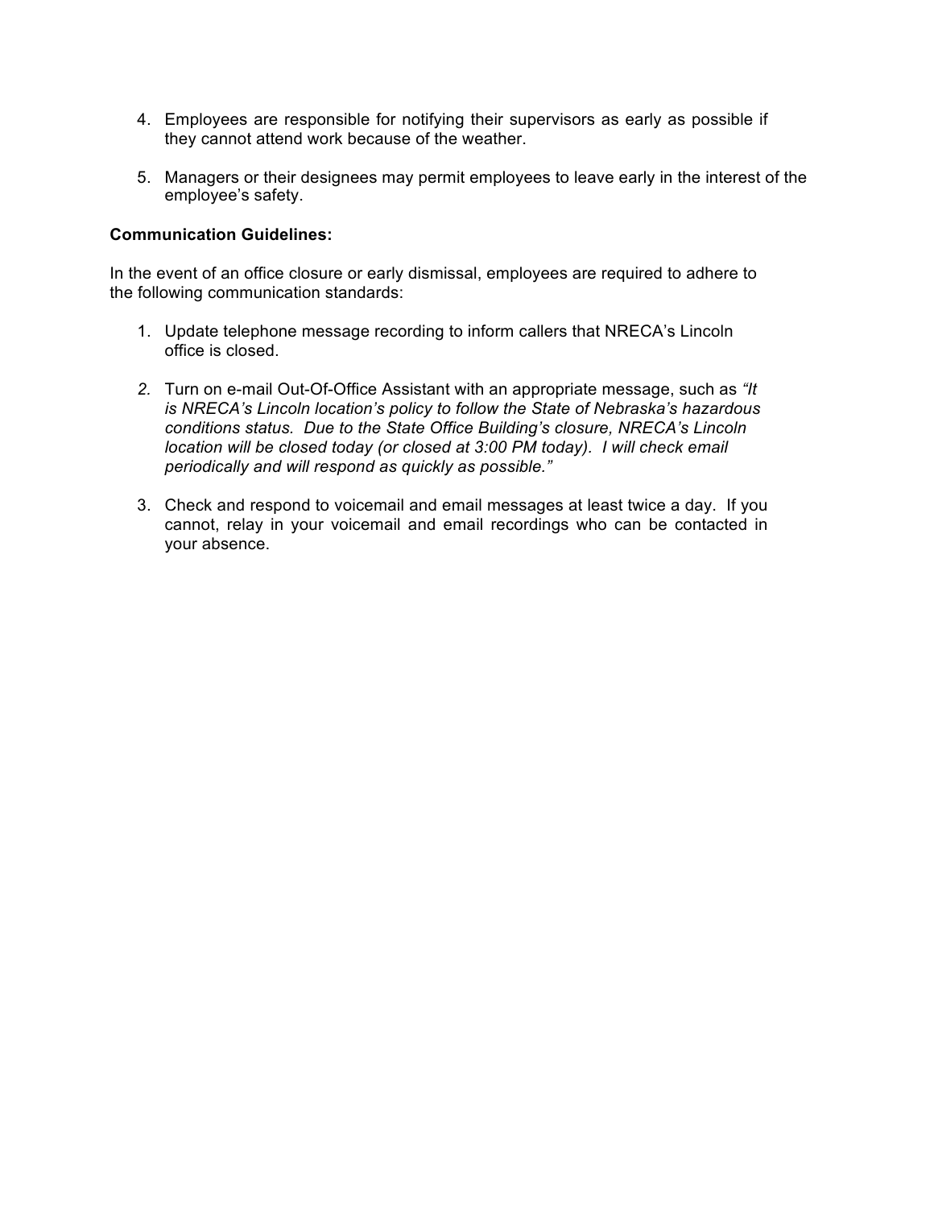4. Employees are responsible for notifying their supervisors as early as possible if they cannot attend work because of the weather.

5. Managers or their designees may permit employees to leave early in the interest of the employee's safety.

**Communication Guidelines:**

In the event of an office closure or early dismissal, employees are required to adhere to the following communication standards:

1. Update telephone message recording to inform callers that NRECA's Lincoln office is closed.

2. Turn on e-mail Out-Of-Office Assistant with an appropriate message, such as *"It is NRECA's Lincoln location's policy to follow the State of Nebraska's hazardous conditions status. Due to the State Office Building's closure, NRECA's Lincoln location will be closed today (or closed at 3:00 PM today). I will check email periodically and will respond as quickly as possible."*

3. Check and respond to voicemail and email messages at least twice a day. If you cannot, relay in your voicemail and email recordings who can be contacted in your absence.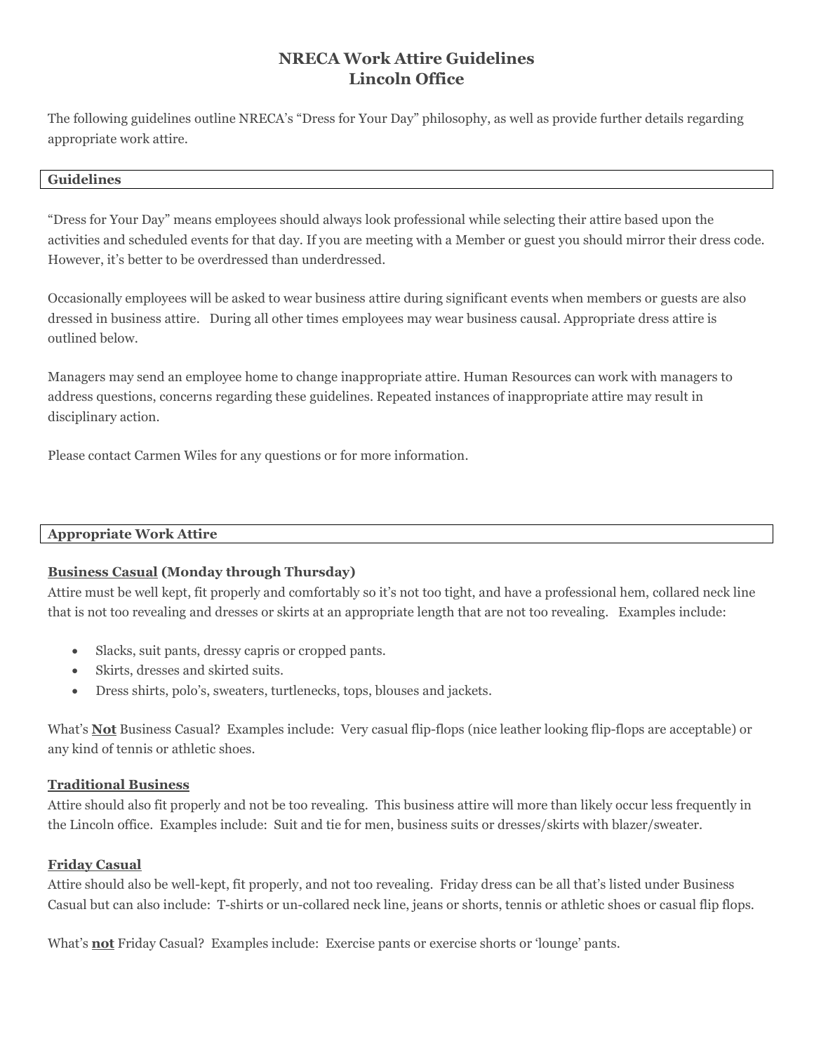# NRECA Work Attire Guidelines
# Lincoln Office

The following guidelines outline NRECA's "Dress for Your Day" philosophy, as well as provide further details regarding appropriate work attire.

## Guidelines

"Dress for Your Day" means employees should always look professional while selecting their attire based upon the activities and scheduled events for that day. If you are meeting with a Member or guest you should mirror their dress code. However, it's better to be overdressed than underdressed.

Occasionally employees will be asked to wear business attire during significant events when members or guests are also dressed in business attire. During all other times employees may wear business casual. Appropriate dress attire is outlined below.

Managers may send an employee home to change inappropriate attire. Human Resources can work with managers to address questions, concerns regarding these guidelines. Repeated instances of inappropriate attire may result in disciplinary action.

Please contact Carmen Wiles for any questions or for more information.

## Appropriate Work Attire

### Business Casual (Monday through Thursday)

Attire must be well kept, fit properly and comfortably so it's not too tight, and have a professional hem, collared neck line that is not too revealing and dresses or skirts at an appropriate length that are not too revealing. Examples include:

- Slacks, suit pants, dressy capris or cropped pants.
- Skirts, dresses and skirted suits.
- Dress shirts, polo's, sweaters, turtlenecks, tops, blouses and jackets.

What's **Not** Business Casual? Examples include: Very casual flip-flops (nice leather looking flip-flops are acceptable) or any kind of tennis or athletic shoes.

### Traditional Business

Attire should also fit properly and not be too revealing. This business attire will more than likely occur less frequently in the Lincoln office. Examples include: Suit and tie for men, business suits or dresses/skirts with blazer/sweater.

### Friday Casual

Attire should also be well-kept, fit properly, and not too revealing. Friday dress can be all that's listed under Business Casual but can also include: T-shirts or un-collared neck line, jeans or shorts, tennis or athletic shoes or casual flip flops.

What's **not** Friday Casual? Examples include: Exercise pants or exercise shorts or 'lounge' pants.